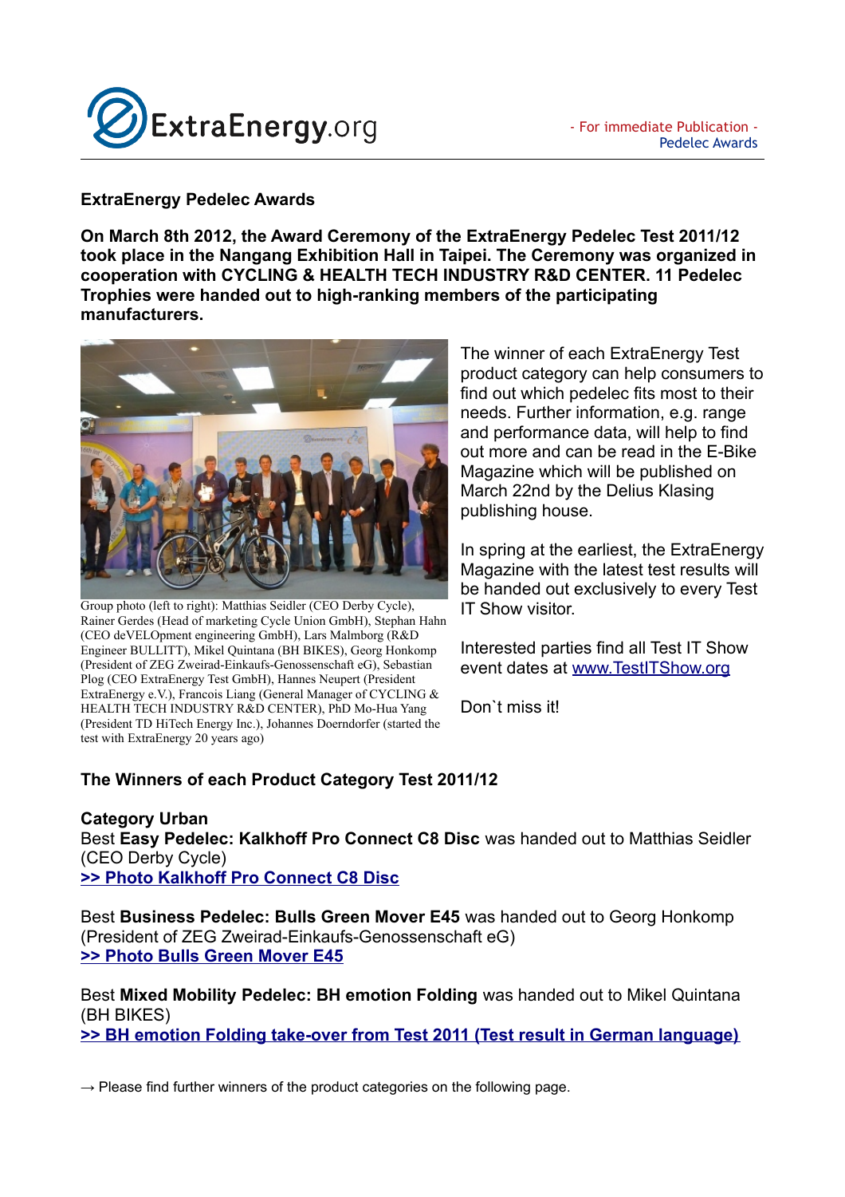ExtraEnergy.org

- For immediate Publication - Pedelec Awards

## ExtraEnergy Pedelec Awards

**On March 8th 2012, the Award Ceremony of the ExtraEnergy Pedelec Test 2011/12 took place in the Nangang Exhibition Hall in Taipei. The Ceremony was organized in cooperation with CYCLING & HEALTH TECH INDUSTRY R&D CENTER. 11 Pedelec Trophies were handed out to high-ranking members of the participating manufacturers.**

Group photo (left to right): Matthias Seidler (CEO Derby Cycle), Rainer Gerdes (Head of marketing Cycle Union GmbH), Stephan Hahn (CEO deVELOpment engineering GmbH), Lars Malmborg (R&D Engineer BULLITT), Mikel Quintana (BH BIKES), Georg Honkomp (President of ZEG Zweirad-Einkaufs-Genossenschaft eG), Sebastian Plog (CEO ExtraEnergy Test GmbH), Hannes Neupert (President ExtraEnergy e.V.), Francois Liang (General Manager of CYCLING & HEALTH TECH INDUSTRY R&D CENTER), PhD Mo-Hua Yang (President TD HiTech Energy Inc.), Johannes Doerndorfer (started the test with ExtraEnergy 20 years ago)

The winner of each ExtraEnergy Test product category can help consumers to find out which pedelec fits most to their needs. Further information, e.g. range and performance data, will help to find out more and can be read in the E-Bike Magazine which will be published on March 22nd by the Delius Klasing publishing house.

In spring at the earliest, the ExtraEnergy Magazine with the latest test results will be handed out exclusively to every Test IT Show visitor.

Interested parties find all Test IT Show event dates at [www.TestITShow.org](www.TestITShow.org)

Don`t miss it!

### The Winners of each Product Category Test 2011/12

**Category Urban**

Best **Easy Pedelec: Kalkhoff Pro Connect C8 Disc** was handed out to Matthias Seidler (CEO Derby Cycle)
**[>> Photo Kalkhoff Pro Connect C8 Disc]()**

Best **Business Pedelec: Bulls Green Mover E45** was handed out to Georg Honkomp (President of ZEG Zweirad-Einkaufs-Genossenschaft eG)
**[>> Photo Bulls Green Mover E45]()**

Best **Mixed Mobility Pedelec: BH emotion Folding** was handed out to Mikel Quintana (BH BIKES)
**[>> BH emotion Folding take-over from Test 2011 (Test result in German language)]()**

→ Please find further winners of the product categories on the following page.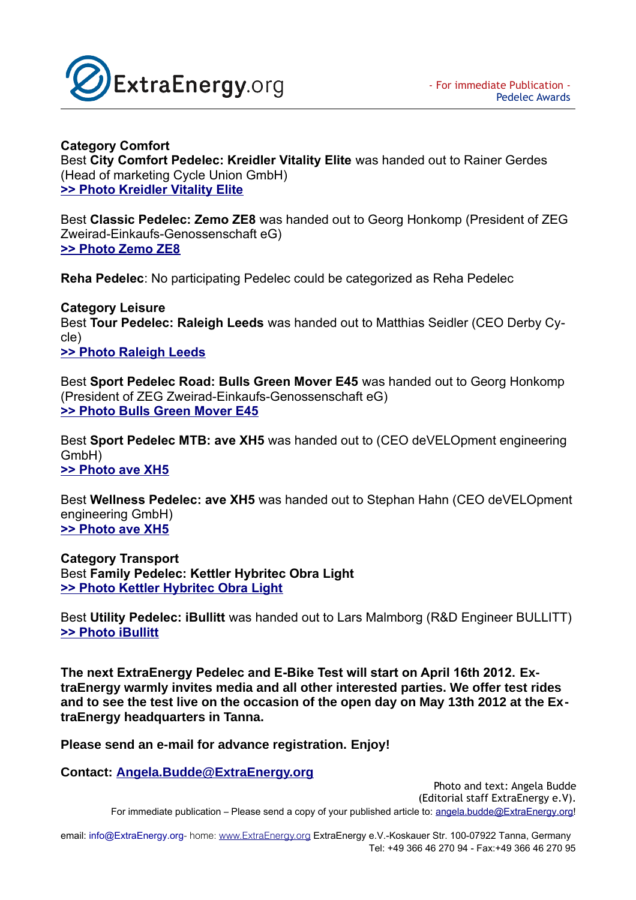**Category Comfort**
Best **City Comfort Pedelec: Kreidler Vitality Elite** was handed out to Rainer Gerdes (Head of marketing Cycle Union GmbH)
**>> Photo Kreidler Vitality Elite**

Best **Classic Pedelec: Zemo ZE8** was handed out to Georg Honkomp (President of ZEG Zweirad-Einkaufs-Genossenschaft eG)
**>> Photo Zemo ZE8**

**Reha Pedelec**: No participating Pedelec could be categorized as Reha Pedelec

**Category Leisure**
Best **Tour Pedelec: Raleigh Leeds** was handed out to Matthias Seidler (CEO Derby Cycle)
**>> Photo Raleigh Leeds**

Best **Sport Pedelec Road: Bulls Green Mover E45** was handed out to Georg Honkomp (President of ZEG Zweirad-Einkaufs-Genossenschaft eG)
**>> Photo Bulls Green Mover E45**

Best **Sport Pedelec MTB: ave XH5** was handed out to (CEO deVELOpment engineering GmbH)
**>> Photo ave XH5**

Best **Wellness Pedelec: ave XH5** was handed out to Stephan Hahn (CEO deVELOpment engineering GmbH)
**>> Photo ave XH5**

**Category Transport**
Best **Family Pedelec: Kettler Hybritec Obra Light**
**>> Photo Kettler Hybritec Obra Light**

Best **Utility Pedelec: iBullitt** was handed out to Lars Malmborg (R&D Engineer BULLITT)
**>> Photo iBullitt**

**The next ExtraEnergy Pedelec and E-Bike Test will start on April 16th 2012. ExtraEnergy warmly invites media and all other interested parties. We offer test rides and to see the test live on the occasion of the open day on May 13th 2012 at the ExtraEnergy headquarters in Tanna.**

**Please send an e-mail for advance registration. Enjoy!**

**Contact: Angela.Budde@ExtraEnergy.org**

Photo and text: Angela Budde
(Editorial staff ExtraEnergy e.V).
For immediate publication – Please send a copy of your published article to: angela.budde@ExtraEnergy.org!

email: info@ExtraEnergy.org- home: www.ExtraEnergy.org ExtraEnergy e.V.-Koskauer Str. 100-07922 Tanna, Germany
Tel: +49 366 46 270 94 - Fax:+49 366 46 270 95